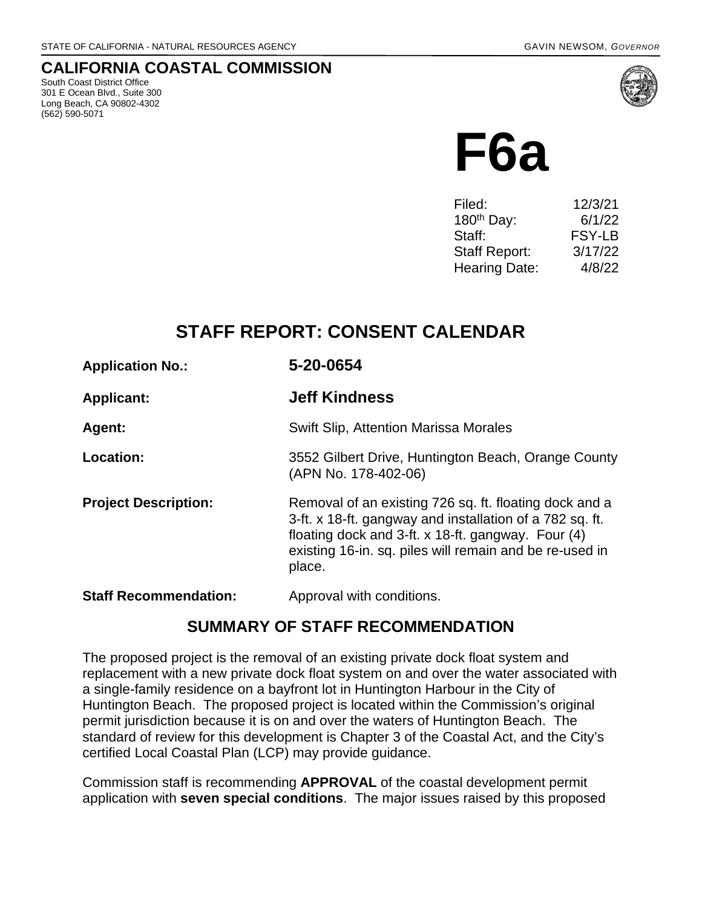STATE OF CALIFORNIA - NATURAL RESOURCES AGENCY GAVIN NEWSOM, *GOVERNOR*

## CALIFORNIA COASTAL COMMISSION

South Coast District Office
301 E Ocean Blvd., Suite 300
Long Beach, CA 90802-4302
(562) 590-5071

# F6a

| | |
|---|---|
| Filed: | 12/3/21 |
| 180th Day: | 6/1/22 |
| Staff: | FSY-LB |
| Staff Report: | 3/17/22 |
| Hearing Date: | 4/8/22 |

## STAFF REPORT: CONSENT CALENDAR

**Application No.:** **5-20-0654**

**Applicant:** **Jeff Kindness**

**Agent:** Swift Slip, Attention Marissa Morales

**Location:** 3552 Gilbert Drive, Huntington Beach, Orange County (APN No. 178-402-06)

**Project Description:** Removal of an existing 726 sq. ft. floating dock and a 3-ft. x 18-ft. gangway and installation of a 782 sq. ft. floating dock and 3-ft. x 18-ft. gangway. Four (4) existing 16-in. sq. piles will remain and be re-used in place.

**Staff Recommendation:** Approval with conditions.

## SUMMARY OF STAFF RECOMMENDATION

The proposed project is the removal of an existing private dock float system and replacement with a new private dock float system on and over the water associated with a single-family residence on a bayfront lot in Huntington Harbour in the City of Huntington Beach. The proposed project is located within the Commission's original permit jurisdiction because it is on and over the waters of Huntington Beach. The standard of review for this development is Chapter 3 of the Coastal Act, and the City's certified Local Coastal Plan (LCP) may provide guidance.

Commission staff is recommending **APPROVAL** of the coastal development permit application with **seven special conditions**. The major issues raised by this proposed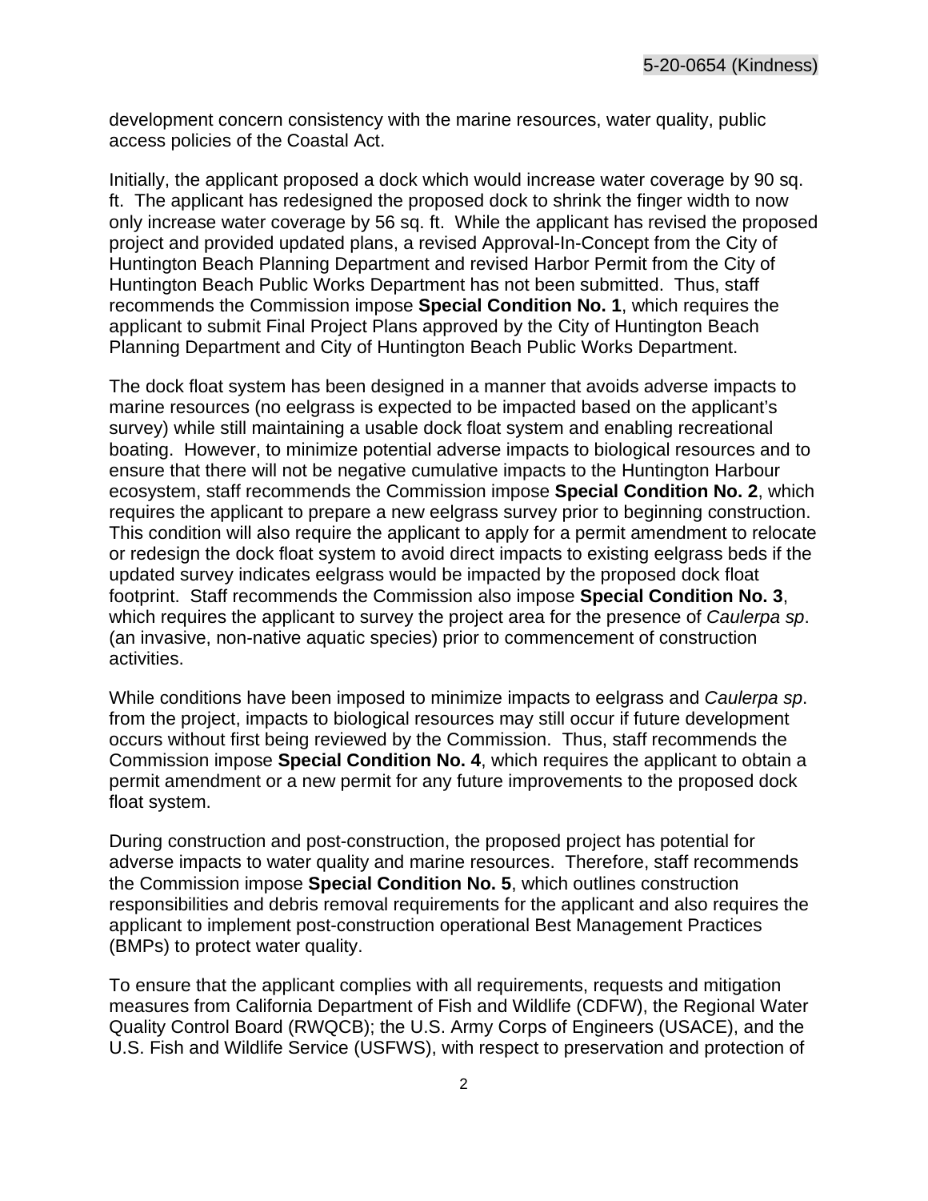development concern consistency with the marine resources, water quality, public access policies of the Coastal Act.

Initially, the applicant proposed a dock which would increase water coverage by 90 sq. ft. The applicant has redesigned the proposed dock to shrink the finger width to now only increase water coverage by 56 sq. ft. While the applicant has revised the proposed project and provided updated plans, a revised Approval-In-Concept from the City of Huntington Beach Planning Department and revised Harbor Permit from the City of Huntington Beach Public Works Department has not been submitted. Thus, staff recommends the Commission impose **Special Condition No. 1**, which requires the applicant to submit Final Project Plans approved by the City of Huntington Beach Planning Department and City of Huntington Beach Public Works Department.

The dock float system has been designed in a manner that avoids adverse impacts to marine resources (no eelgrass is expected to be impacted based on the applicant's survey) while still maintaining a usable dock float system and enabling recreational boating. However, to minimize potential adverse impacts to biological resources and to ensure that there will not be negative cumulative impacts to the Huntington Harbour ecosystem, staff recommends the Commission impose **Special Condition No. 2**, which requires the applicant to prepare a new eelgrass survey prior to beginning construction. This condition will also require the applicant to apply for a permit amendment to relocate or redesign the dock float system to avoid direct impacts to existing eelgrass beds if the updated survey indicates eelgrass would be impacted by the proposed dock float footprint. Staff recommends the Commission also impose **Special Condition No. 3**, which requires the applicant to survey the project area for the presence of *Caulerpa sp*. (an invasive, non-native aquatic species) prior to commencement of construction activities.

While conditions have been imposed to minimize impacts to eelgrass and *Caulerpa sp*. from the project, impacts to biological resources may still occur if future development occurs without first being reviewed by the Commission. Thus, staff recommends the Commission impose **Special Condition No. 4**, which requires the applicant to obtain a permit amendment or a new permit for any future improvements to the proposed dock float system.

During construction and post-construction, the proposed project has potential for adverse impacts to water quality and marine resources. Therefore, staff recommends the Commission impose **Special Condition No. 5**, which outlines construction responsibilities and debris removal requirements for the applicant and also requires the applicant to implement post-construction operational Best Management Practices (BMPs) to protect water quality.

To ensure that the applicant complies with all requirements, requests and mitigation measures from California Department of Fish and Wildlife (CDFW), the Regional Water Quality Control Board (RWQCB); the U.S. Army Corps of Engineers (USACE), and the U.S. Fish and Wildlife Service (USFWS), with respect to preservation and protection of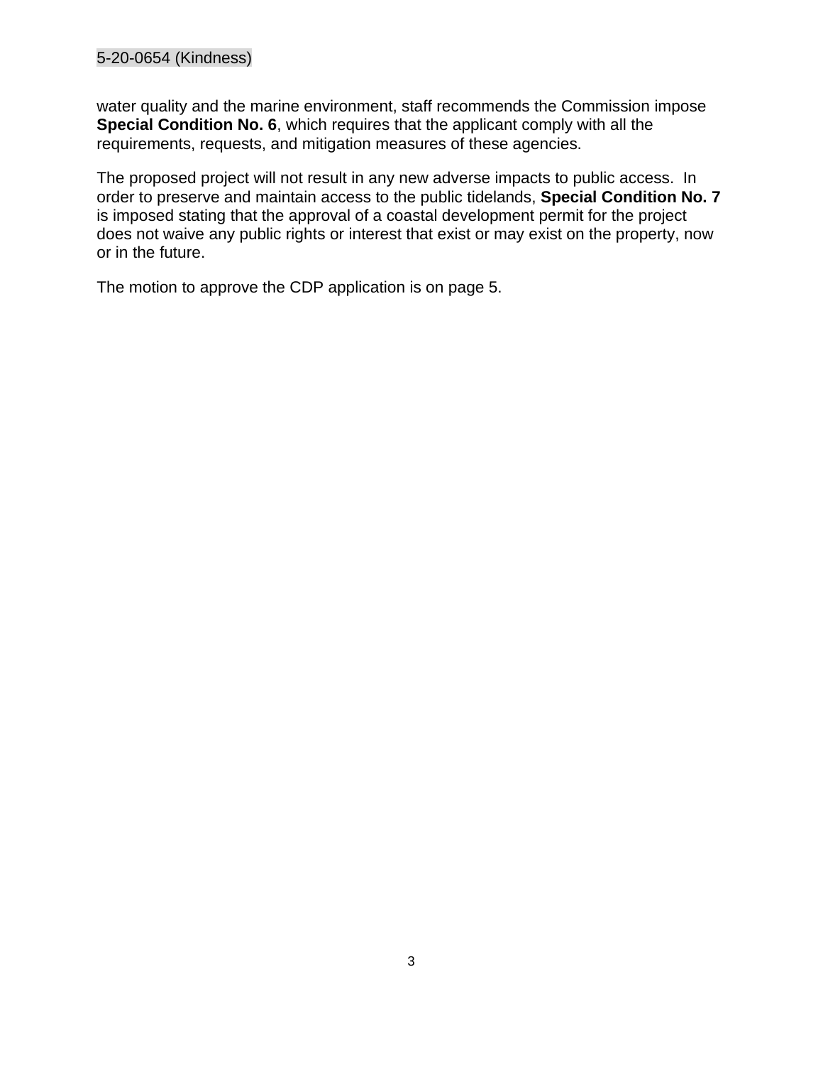water quality and the marine environment, staff recommends the Commission impose **Special Condition No. 6**, which requires that the applicant comply with all the requirements, requests, and mitigation measures of these agencies.

The proposed project will not result in any new adverse impacts to public access. In order to preserve and maintain access to the public tidelands, **Special Condition No. 7** is imposed stating that the approval of a coastal development permit for the project does not waive any public rights or interest that exist or may exist on the property, now or in the future.

The motion to approve the CDP application is on page 5.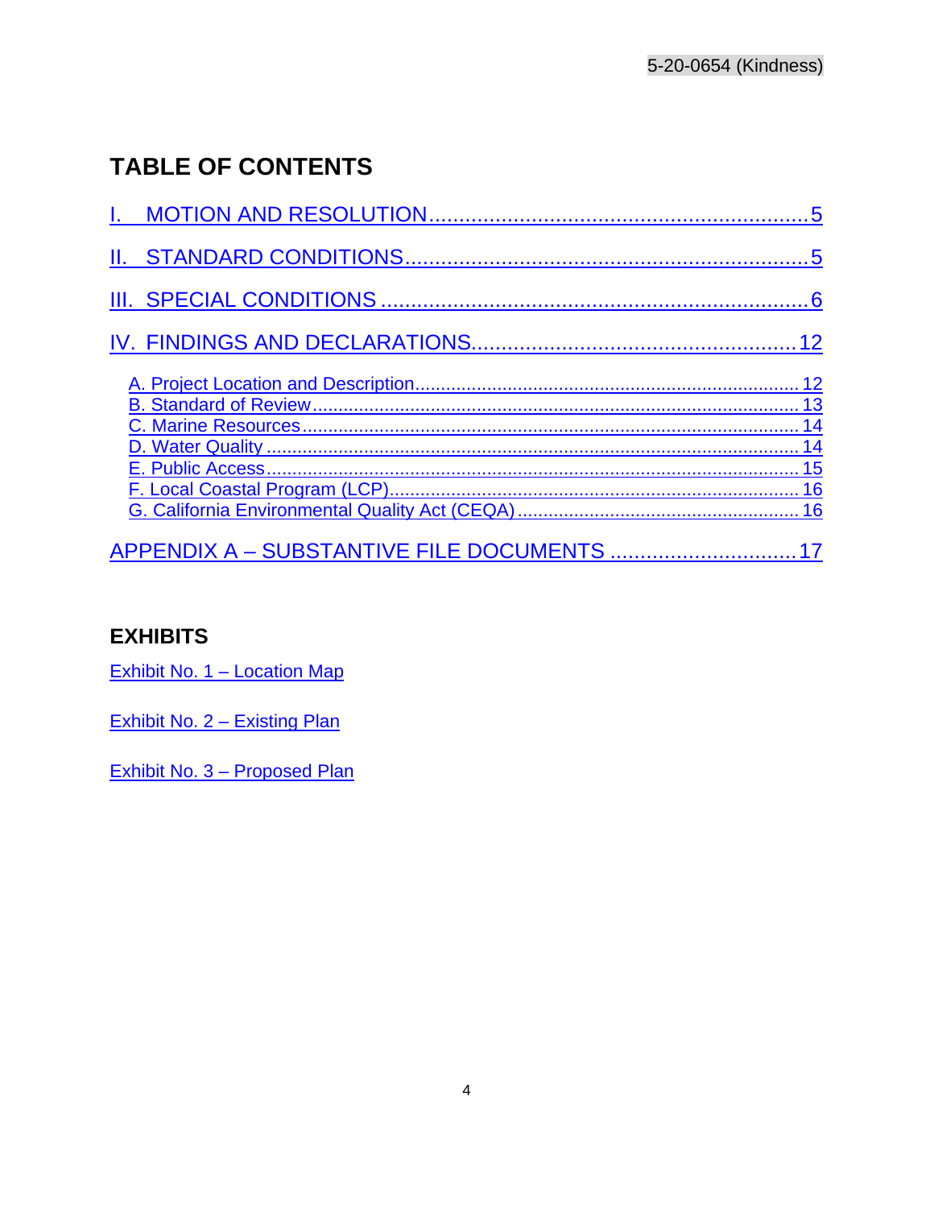## TABLE OF CONTENTS

I. MOTION AND RESOLUTION .......... 5

II. STANDARD CONDITIONS .......... 5

III. SPECIAL CONDITIONS .......... 6

IV. FINDINGS AND DECLARATIONS .......... 12

- A. Project Location and Description .......... 12
- B. Standard of Review .......... 13
- C. Marine Resources .......... 14
- D. Water Quality .......... 14
- E. Public Access .......... 15
- F. Local Coastal Program (LCP) .......... 16
- G. California Environmental Quality Act (CEQA) .......... 16

APPENDIX A – SUBSTANTIVE FILE DOCUMENTS .......... 17

## EXHIBITS

Exhibit No. 1 – Location Map

Exhibit No. 2 – Existing Plan

Exhibit No. 3 – Proposed Plan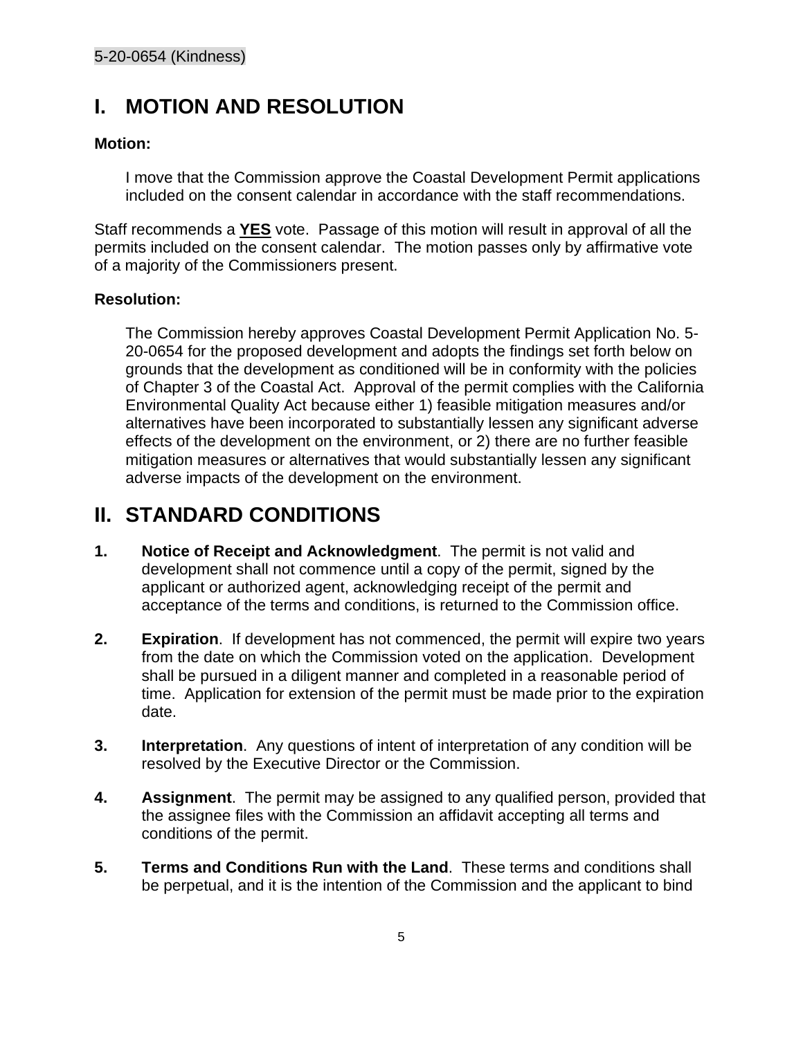# I. MOTION AND RESOLUTION

**Motion:**

> I move that the Commission approve the Coastal Development Permit applications included on the consent calendar in accordance with the staff recommendations.

Staff recommends a **YES** vote. Passage of this motion will result in approval of all the permits included on the consent calendar. The motion passes only by affirmative vote of a majority of the Commissioners present.

**Resolution:**

> The Commission hereby approves Coastal Development Permit Application No. 5-20-0654 for the proposed development and adopts the findings set forth below on grounds that the development as conditioned will be in conformity with the policies of Chapter 3 of the Coastal Act. Approval of the permit complies with the California Environmental Quality Act because either 1) feasible mitigation measures and/or alternatives have been incorporated to substantially lessen any significant adverse effects of the development on the environment, or 2) there are no further feasible mitigation measures or alternatives that would substantially lessen any significant adverse impacts of the development on the environment.

# II. STANDARD CONDITIONS

1. **Notice of Receipt and Acknowledgment**. The permit is not valid and development shall not commence until a copy of the permit, signed by the applicant or authorized agent, acknowledging receipt of the permit and acceptance of the terms and conditions, is returned to the Commission office.

2. **Expiration**. If development has not commenced, the permit will expire two years from the date on which the Commission voted on the application. Development shall be pursued in a diligent manner and completed in a reasonable period of time. Application for extension of the permit must be made prior to the expiration date.

3. **Interpretation**. Any questions of intent of interpretation of any condition will be resolved by the Executive Director or the Commission.

4. **Assignment**. The permit may be assigned to any qualified person, provided that the assignee files with the Commission an affidavit accepting all terms and conditions of the permit.

5. **Terms and Conditions Run with the Land**. These terms and conditions shall be perpetual, and it is the intention of the Commission and the applicant to bind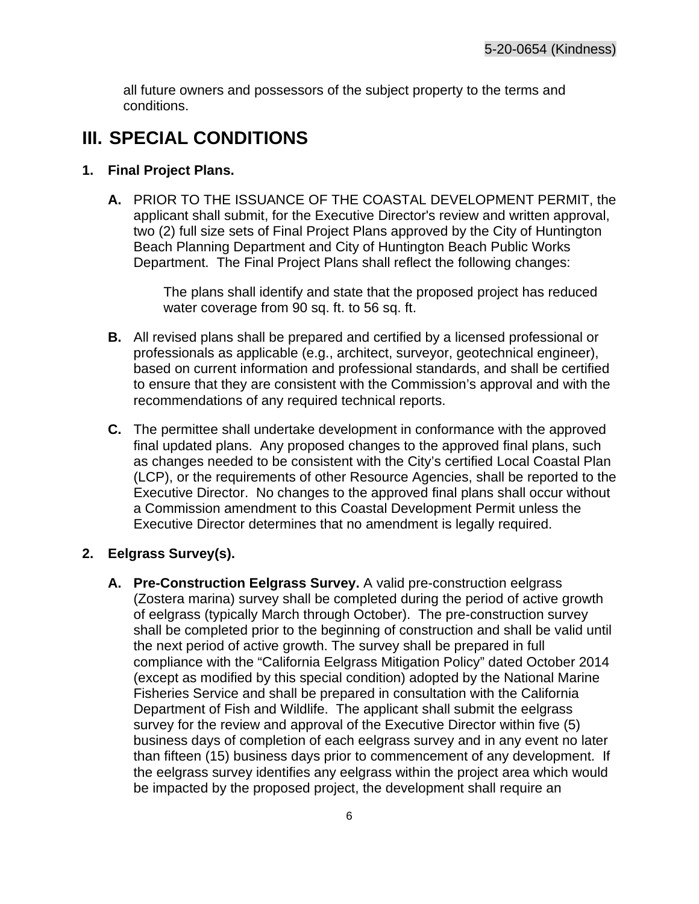all future owners and possessors of the subject property to the terms and conditions.

# III. SPECIAL CONDITIONS

**1. Final Project Plans.**

**A.** PRIOR TO THE ISSUANCE OF THE COASTAL DEVELOPMENT PERMIT, the applicant shall submit, for the Executive Director's review and written approval, two (2) full size sets of Final Project Plans approved by the City of Huntington Beach Planning Department and City of Huntington Beach Public Works Department. The Final Project Plans shall reflect the following changes:

> The plans shall identify and state that the proposed project has reduced water coverage from 90 sq. ft. to 56 sq. ft.

**B.** All revised plans shall be prepared and certified by a licensed professional or professionals as applicable (e.g., architect, surveyor, geotechnical engineer), based on current information and professional standards, and shall be certified to ensure that they are consistent with the Commission's approval and with the recommendations of any required technical reports.

**C.** The permittee shall undertake development in conformance with the approved final updated plans. Any proposed changes to the approved final plans, such as changes needed to be consistent with the City's certified Local Coastal Plan (LCP), or the requirements of other Resource Agencies, shall be reported to the Executive Director. No changes to the approved final plans shall occur without a Commission amendment to this Coastal Development Permit unless the Executive Director determines that no amendment is legally required.

**2. Eelgrass Survey(s).**

**A. Pre-Construction Eelgrass Survey.** A valid pre-construction eelgrass (Zostera marina) survey shall be completed during the period of active growth of eelgrass (typically March through October). The pre-construction survey shall be completed prior to the beginning of construction and shall be valid until the next period of active growth. The survey shall be prepared in full compliance with the "California Eelgrass Mitigation Policy" dated October 2014 (except as modified by this special condition) adopted by the National Marine Fisheries Service and shall be prepared in consultation with the California Department of Fish and Wildlife. The applicant shall submit the eelgrass survey for the review and approval of the Executive Director within five (5) business days of completion of each eelgrass survey and in any event no later than fifteen (15) business days prior to commencement of any development. If the eelgrass survey identifies any eelgrass within the project area which would be impacted by the proposed project, the development shall require an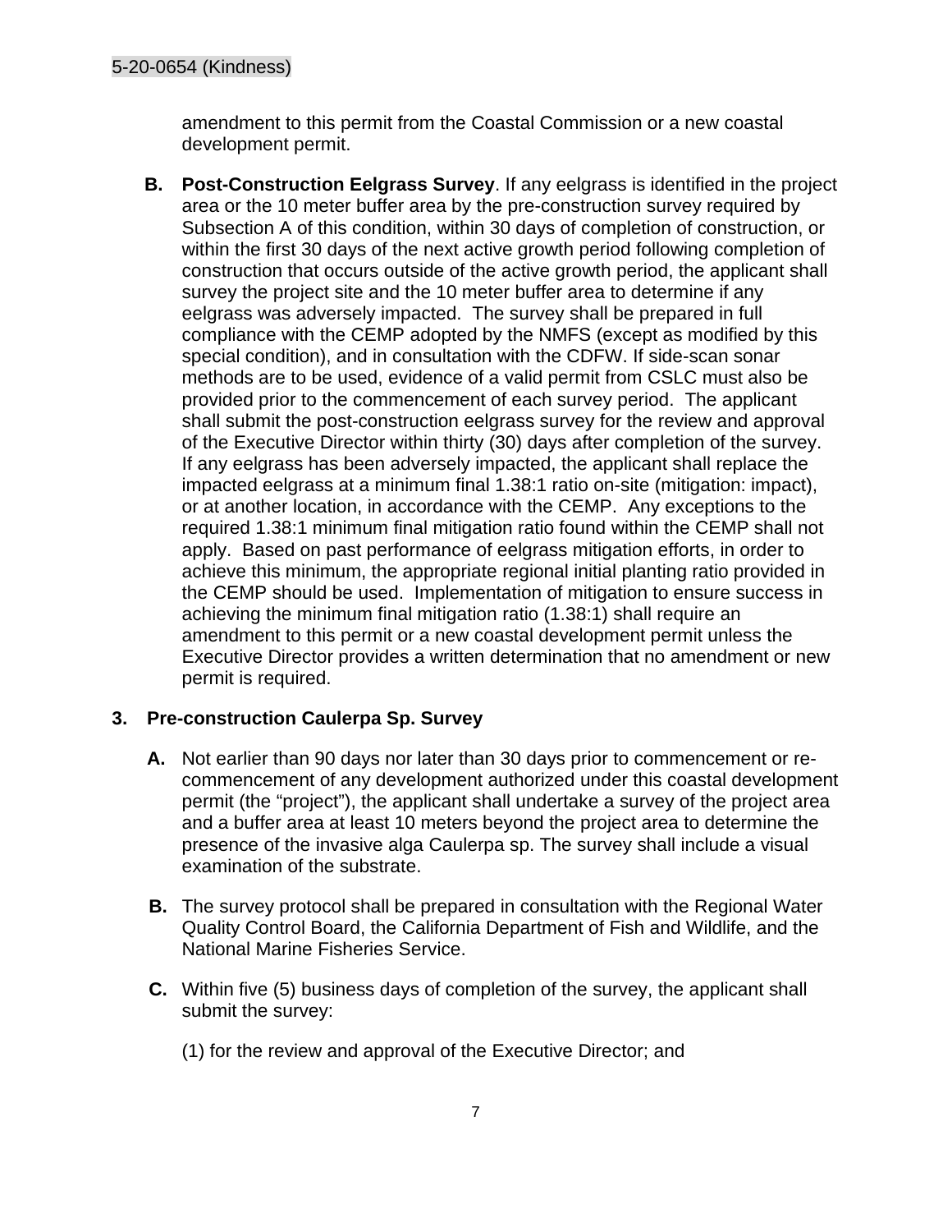amendment to this permit from the Coastal Commission or a new coastal development permit.

**B. Post-Construction Eelgrass Survey**. If any eelgrass is identified in the project area or the 10 meter buffer area by the pre-construction survey required by Subsection A of this condition, within 30 days of completion of construction, or within the first 30 days of the next active growth period following completion of construction that occurs outside of the active growth period, the applicant shall survey the project site and the 10 meter buffer area to determine if any eelgrass was adversely impacted. The survey shall be prepared in full compliance with the CEMP adopted by the NMFS (except as modified by this special condition), and in consultation with the CDFW. If side-scan sonar methods are to be used, evidence of a valid permit from CSLC must also be provided prior to the commencement of each survey period. The applicant shall submit the post-construction eelgrass survey for the review and approval of the Executive Director within thirty (30) days after completion of the survey. If any eelgrass has been adversely impacted, the applicant shall replace the impacted eelgrass at a minimum final 1.38:1 ratio on-site (mitigation: impact), or at another location, in accordance with the CEMP. Any exceptions to the required 1.38:1 minimum final mitigation ratio found within the CEMP shall not apply. Based on past performance of eelgrass mitigation efforts, in order to achieve this minimum, the appropriate regional initial planting ratio provided in the CEMP should be used. Implementation of mitigation to ensure success in achieving the minimum final mitigation ratio (1.38:1) shall require an amendment to this permit or a new coastal development permit unless the Executive Director provides a written determination that no amendment or new permit is required.

### 3. Pre-construction Caulerpa Sp. Survey

**A.** Not earlier than 90 days nor later than 30 days prior to commencement or re-commencement of any development authorized under this coastal development permit (the "project"), the applicant shall undertake a survey of the project area and a buffer area at least 10 meters beyond the project area to determine the presence of the invasive alga Caulerpa sp. The survey shall include a visual examination of the substrate.

**B.** The survey protocol shall be prepared in consultation with the Regional Water Quality Control Board, the California Department of Fish and Wildlife, and the National Marine Fisheries Service.

**C.** Within five (5) business days of completion of the survey, the applicant shall submit the survey:

(1) for the review and approval of the Executive Director; and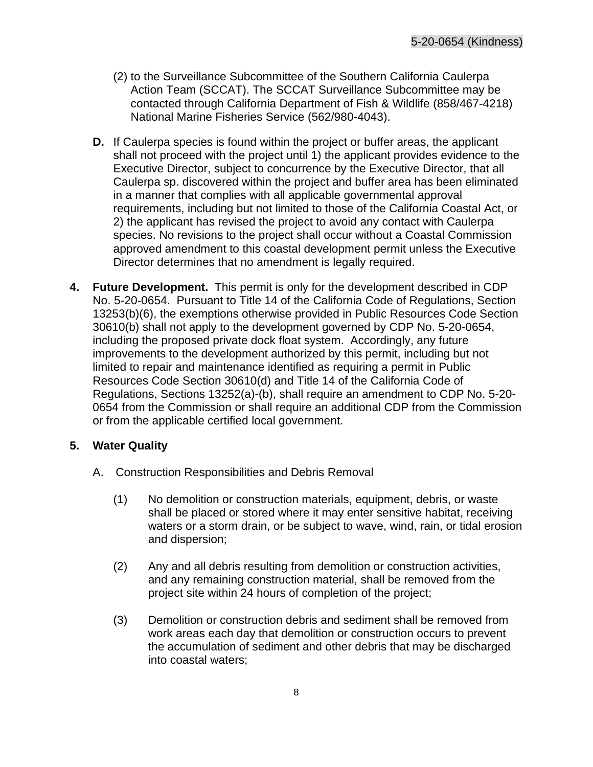(2) to the Surveillance Subcommittee of the Southern California Caulerpa Action Team (SCCAT). The SCCAT Surveillance Subcommittee may be contacted through California Department of Fish & Wildlife (858/467-4218) National Marine Fisheries Service (562/980-4043).

**D.** If Caulerpa species is found within the project or buffer areas, the applicant shall not proceed with the project until 1) the applicant provides evidence to the Executive Director, subject to concurrence by the Executive Director, that all Caulerpa sp. discovered within the project and buffer area has been eliminated in a manner that complies with all applicable governmental approval requirements, including but not limited to those of the California Coastal Act, or 2) the applicant has revised the project to avoid any contact with Caulerpa species. No revisions to the project shall occur without a Coastal Commission approved amendment to this coastal development permit unless the Executive Director determines that no amendment is legally required.

**4. Future Development.** This permit is only for the development described in CDP No. 5-20-0654. Pursuant to Title 14 of the California Code of Regulations, Section 13253(b)(6), the exemptions otherwise provided in Public Resources Code Section 30610(b) shall not apply to the development governed by CDP No. 5-20-0654, including the proposed private dock float system. Accordingly, any future improvements to the development authorized by this permit, including but not limited to repair and maintenance identified as requiring a permit in Public Resources Code Section 30610(d) and Title 14 of the California Code of Regulations, Sections 13252(a)-(b), shall require an amendment to CDP No. 5-20-0654 from the Commission or shall require an additional CDP from the Commission or from the applicable certified local government.

**5. Water Quality**

A. Construction Responsibilities and Debris Removal

(1) No demolition or construction materials, equipment, debris, or waste shall be placed or stored where it may enter sensitive habitat, receiving waters or a storm drain, or be subject to wave, wind, rain, or tidal erosion and dispersion;

(2) Any and all debris resulting from demolition or construction activities, and any remaining construction material, shall be removed from the project site within 24 hours of completion of the project;

(3) Demolition or construction debris and sediment shall be removed from work areas each day that demolition or construction occurs to prevent the accumulation of sediment and other debris that may be discharged into coastal waters;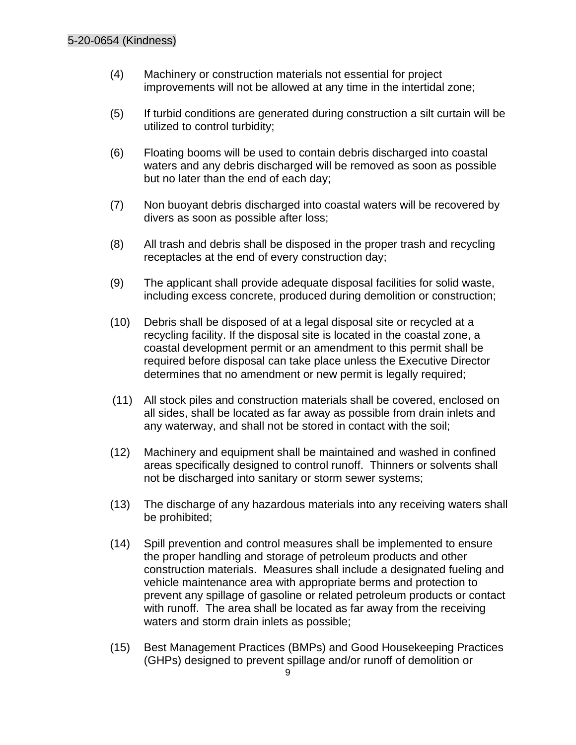(4) Machinery or construction materials not essential for project improvements will not be allowed at any time in the intertidal zone;

(5) If turbid conditions are generated during construction a silt curtain will be utilized to control turbidity;

(6) Floating booms will be used to contain debris discharged into coastal waters and any debris discharged will be removed as soon as possible but no later than the end of each day;

(7) Non buoyant debris discharged into coastal waters will be recovered by divers as soon as possible after loss;

(8) All trash and debris shall be disposed in the proper trash and recycling receptacles at the end of every construction day;

(9) The applicant shall provide adequate disposal facilities for solid waste, including excess concrete, produced during demolition or construction;

(10) Debris shall be disposed of at a legal disposal site or recycled at a recycling facility. If the disposal site is located in the coastal zone, a coastal development permit or an amendment to this permit shall be required before disposal can take place unless the Executive Director determines that no amendment or new permit is legally required;

(11) All stock piles and construction materials shall be covered, enclosed on all sides, shall be located as far away as possible from drain inlets and any waterway, and shall not be stored in contact with the soil;

(12) Machinery and equipment shall be maintained and washed in confined areas specifically designed to control runoff. Thinners or solvents shall not be discharged into sanitary or storm sewer systems;

(13) The discharge of any hazardous materials into any receiving waters shall be prohibited;

(14) Spill prevention and control measures shall be implemented to ensure the proper handling and storage of petroleum products and other construction materials. Measures shall include a designated fueling and vehicle maintenance area with appropriate berms and protection to prevent any spillage of gasoline or related petroleum products or contact with runoff. The area shall be located as far away from the receiving waters and storm drain inlets as possible;

(15) Best Management Practices (BMPs) and Good Housekeeping Practices (GHPs) designed to prevent spillage and/or runoff of demolition or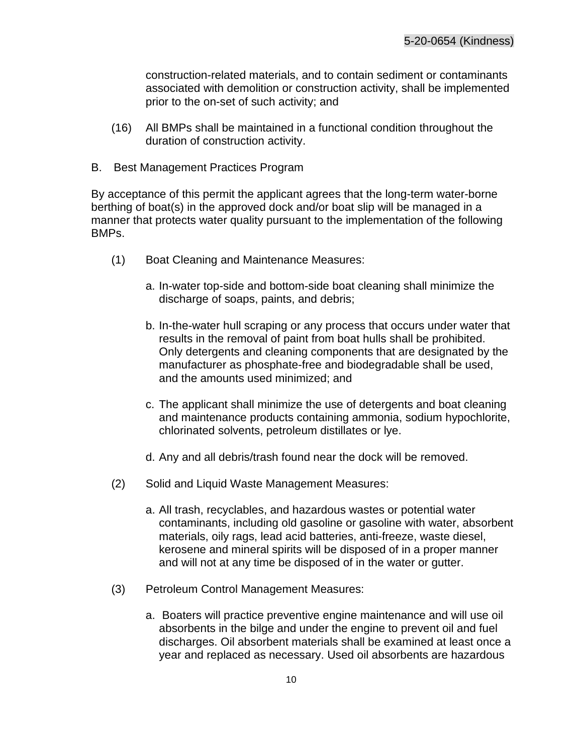construction-related materials, and to contain sediment or contaminants associated with demolition or construction activity, shall be implemented prior to the on-set of such activity; and

(16) All BMPs shall be maintained in a functional condition throughout the duration of construction activity.

B. Best Management Practices Program

By acceptance of this permit the applicant agrees that the long-term water-borne berthing of boat(s) in the approved dock and/or boat slip will be managed in a manner that protects water quality pursuant to the implementation of the following BMPs.

(1) Boat Cleaning and Maintenance Measures:

a. In-water top-side and bottom-side boat cleaning shall minimize the discharge of soaps, paints, and debris;

b. In-the-water hull scraping or any process that occurs under water that results in the removal of paint from boat hulls shall be prohibited. Only detergents and cleaning components that are designated by the manufacturer as phosphate-free and biodegradable shall be used, and the amounts used minimized; and

c. The applicant shall minimize the use of detergents and boat cleaning and maintenance products containing ammonia, sodium hypochlorite, chlorinated solvents, petroleum distillates or lye.

d. Any and all debris/trash found near the dock will be removed.

(2) Solid and Liquid Waste Management Measures:

a. All trash, recyclables, and hazardous wastes or potential water contaminants, including old gasoline or gasoline with water, absorbent materials, oily rags, lead acid batteries, anti-freeze, waste diesel, kerosene and mineral spirits will be disposed of in a proper manner and will not at any time be disposed of in the water or gutter.

(3) Petroleum Control Management Measures:

a. Boaters will practice preventive engine maintenance and will use oil absorbents in the bilge and under the engine to prevent oil and fuel discharges. Oil absorbent materials shall be examined at least once a year and replaced as necessary. Used oil absorbents are hazardous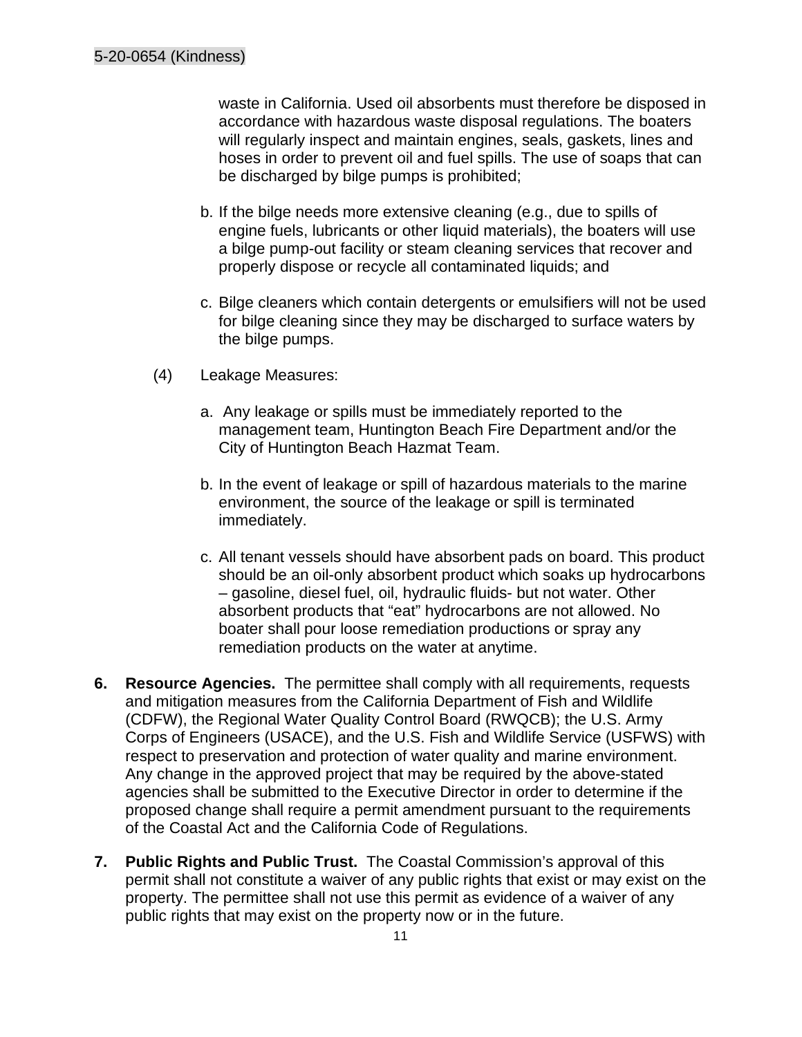waste in California. Used oil absorbents must therefore be disposed in accordance with hazardous waste disposal regulations. The boaters will regularly inspect and maintain engines, seals, gaskets, lines and hoses in order to prevent oil and fuel spills. The use of soaps that can be discharged by bilge pumps is prohibited;

b. If the bilge needs more extensive cleaning (e.g., due to spills of engine fuels, lubricants or other liquid materials), the boaters will use a bilge pump-out facility or steam cleaning services that recover and properly dispose or recycle all contaminated liquids; and

c. Bilge cleaners which contain detergents or emulsifiers will not be used for bilge cleaning since they may be discharged to surface waters by the bilge pumps.

(4) Leakage Measures:

a. Any leakage or spills must be immediately reported to the management team, Huntington Beach Fire Department and/or the City of Huntington Beach Hazmat Team.

b. In the event of leakage or spill of hazardous materials to the marine environment, the source of the leakage or spill is terminated immediately.

c. All tenant vessels should have absorbent pads on board. This product should be an oil-only absorbent product which soaks up hydrocarbons – gasoline, diesel fuel, oil, hydraulic fluids- but not water. Other absorbent products that "eat" hydrocarbons are not allowed. No boater shall pour loose remediation productions or spray any remediation products on the water at anytime.

**6. Resource Agencies.** The permittee shall comply with all requirements, requests and mitigation measures from the California Department of Fish and Wildlife (CDFW), the Regional Water Quality Control Board (RWQCB); the U.S. Army Corps of Engineers (USACE), and the U.S. Fish and Wildlife Service (USFWS) with respect to preservation and protection of water quality and marine environment. Any change in the approved project that may be required by the above-stated agencies shall be submitted to the Executive Director in order to determine if the proposed change shall require a permit amendment pursuant to the requirements of the Coastal Act and the California Code of Regulations.

**7. Public Rights and Public Trust.** The Coastal Commission's approval of this permit shall not constitute a waiver of any public rights that exist or may exist on the property. The permittee shall not use this permit as evidence of a waiver of any public rights that may exist on the property now or in the future.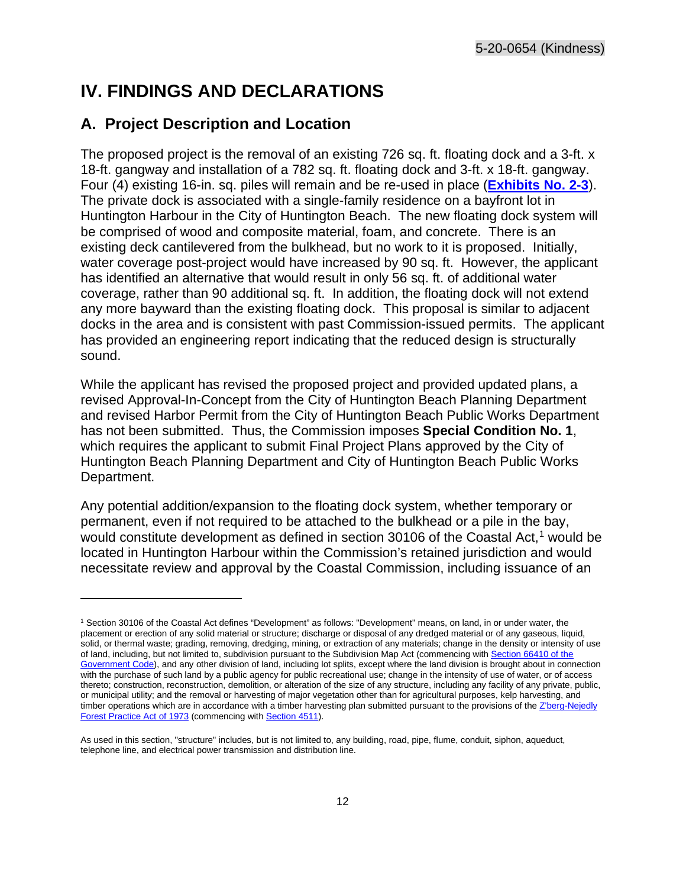# IV. FINDINGS AND DECLARATIONS

## A. Project Description and Location

The proposed project is the removal of an existing 726 sq. ft. floating dock and a 3-ft. x 18-ft. gangway and installation of a 782 sq. ft. floating dock and 3-ft. x 18-ft. gangway. Four (4) existing 16-in. sq. piles will remain and be re-used in place (**Exhibits No. 2-3**). The private dock is associated with a single-family residence on a bayfront lot in Huntington Harbour in the City of Huntington Beach. The new floating dock system will be comprised of wood and composite material, foam, and concrete. There is an existing deck cantilevered from the bulkhead, but no work to it is proposed. Initially, water coverage post-project would have increased by 90 sq. ft. However, the applicant has identified an alternative that would result in only 56 sq. ft. of additional water coverage, rather than 90 additional sq. ft. In addition, the floating dock will not extend any more bayward than the existing floating dock. This proposal is similar to adjacent docks in the area and is consistent with past Commission-issued permits. The applicant has provided an engineering report indicating that the reduced design is structurally sound.

While the applicant has revised the proposed project and provided updated plans, a revised Approval-In-Concept from the City of Huntington Beach Planning Department and revised Harbor Permit from the City of Huntington Beach Public Works Department has not been submitted. Thus, the Commission imposes **Special Condition No. 1**, which requires the applicant to submit Final Project Plans approved by the City of Huntington Beach Planning Department and City of Huntington Beach Public Works Department.

Any potential addition/expansion to the floating dock system, whether temporary or permanent, even if not required to be attached to the bulkhead or a pile in the bay, would constitute development as defined in section 30106 of the Coastal Act,[1] would be located in Huntington Harbour within the Commission's retained jurisdiction and would necessitate review and approval by the Coastal Commission, including issuance of an

---

[1] Section 30106 of the Coastal Act defines "Development" as follows: "Development" means, on land, in or under water, the placement or erection of any solid material or structure; discharge or disposal of any dredged material or of any gaseous, liquid, solid, or thermal waste; grading, removing, dredging, mining, or extraction of any materials; change in the density or intensity of use of land, including, but not limited to, subdivision pursuant to the Subdivision Map Act (commencing with Section 66410 of the Government Code), and any other division of land, including lot splits, except where the land division is brought about in connection with the purchase of such land by a public agency for public recreational use; change in the intensity of use of water, or of access thereto; construction, reconstruction, demolition, or alteration of the size of any structure, including any facility of any private, public, or municipal utility; and the removal or harvesting of major vegetation other than for agricultural purposes, kelp harvesting, and timber operations which are in accordance with a timber harvesting plan submitted pursuant to the provisions of the Z'berg-Nejedly Forest Practice Act of 1973 (commencing with Section 4511).

As used in this section, "structure" includes, but is not limited to, any building, road, pipe, flume, conduit, siphon, aqueduct, telephone line, and electrical power transmission and distribution line.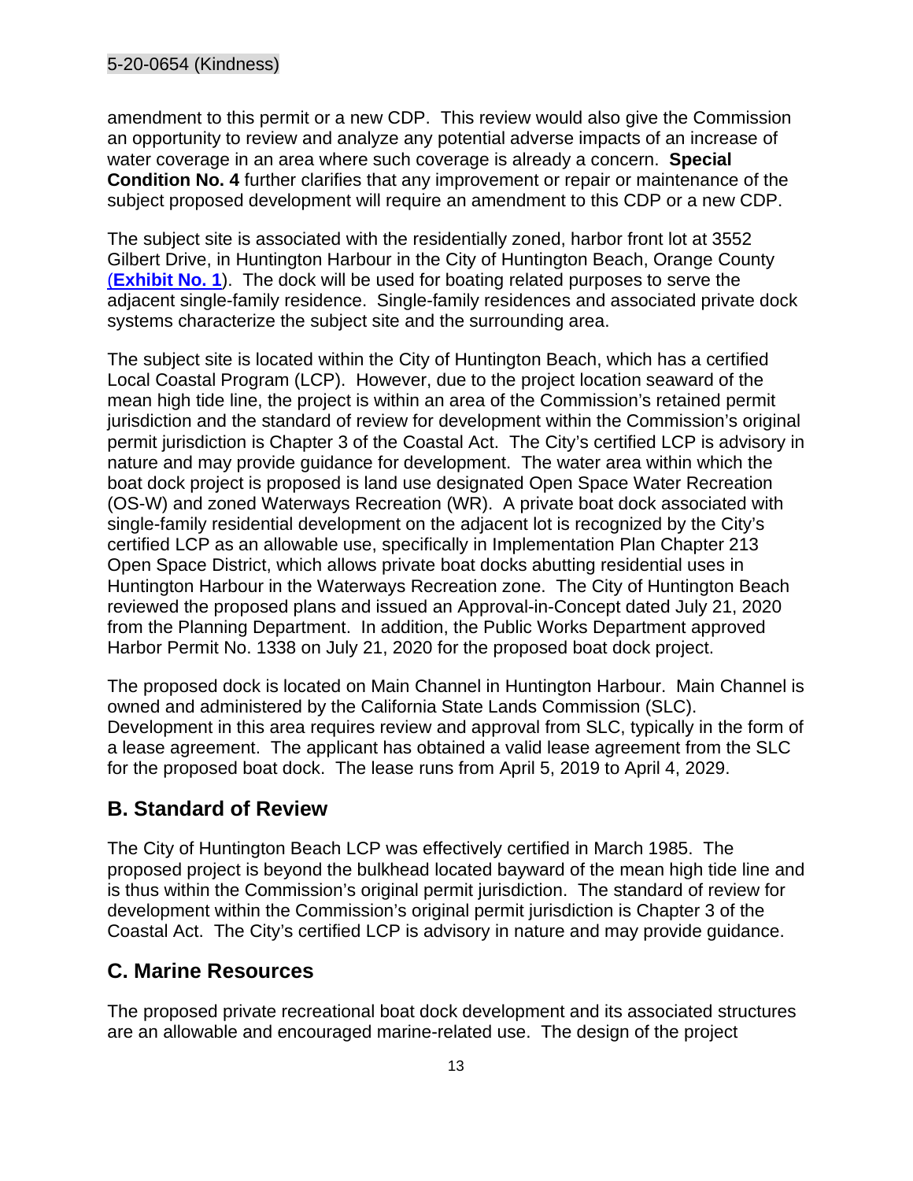amendment to this permit or a new CDP. This review would also give the Commission an opportunity to review and analyze any potential adverse impacts of an increase of water coverage in an area where such coverage is already a concern. **Special Condition No. 4** further clarifies that any improvement or repair or maintenance of the subject proposed development will require an amendment to this CDP or a new CDP.

The subject site is associated with the residentially zoned, harbor front lot at 3552 Gilbert Drive, in Huntington Harbour in the City of Huntington Beach, Orange County (**Exhibit No. 1**). The dock will be used for boating related purposes to serve the adjacent single-family residence. Single-family residences and associated private dock systems characterize the subject site and the surrounding area.

The subject site is located within the City of Huntington Beach, which has a certified Local Coastal Program (LCP). However, due to the project location seaward of the mean high tide line, the project is within an area of the Commission's retained permit jurisdiction and the standard of review for development within the Commission's original permit jurisdiction is Chapter 3 of the Coastal Act. The City's certified LCP is advisory in nature and may provide guidance for development. The water area within which the boat dock project is proposed is land use designated Open Space Water Recreation (OS-W) and zoned Waterways Recreation (WR). A private boat dock associated with single-family residential development on the adjacent lot is recognized by the City's certified LCP as an allowable use, specifically in Implementation Plan Chapter 213 Open Space District, which allows private boat docks abutting residential uses in Huntington Harbour in the Waterways Recreation zone. The City of Huntington Beach reviewed the proposed plans and issued an Approval-in-Concept dated July 21, 2020 from the Planning Department. In addition, the Public Works Department approved Harbor Permit No. 1338 on July 21, 2020 for the proposed boat dock project.

The proposed dock is located on Main Channel in Huntington Harbour. Main Channel is owned and administered by the California State Lands Commission (SLC). Development in this area requires review and approval from SLC, typically in the form of a lease agreement. The applicant has obtained a valid lease agreement from the SLC for the proposed boat dock. The lease runs from April 5, 2019 to April 4, 2029.

## B. Standard of Review

The City of Huntington Beach LCP was effectively certified in March 1985. The proposed project is beyond the bulkhead located bayward of the mean high tide line and is thus within the Commission's original permit jurisdiction. The standard of review for development within the Commission's original permit jurisdiction is Chapter 3 of the Coastal Act. The City's certified LCP is advisory in nature and may provide guidance.

## C. Marine Resources

The proposed private recreational boat dock development and its associated structures are an allowable and encouraged marine-related use. The design of the project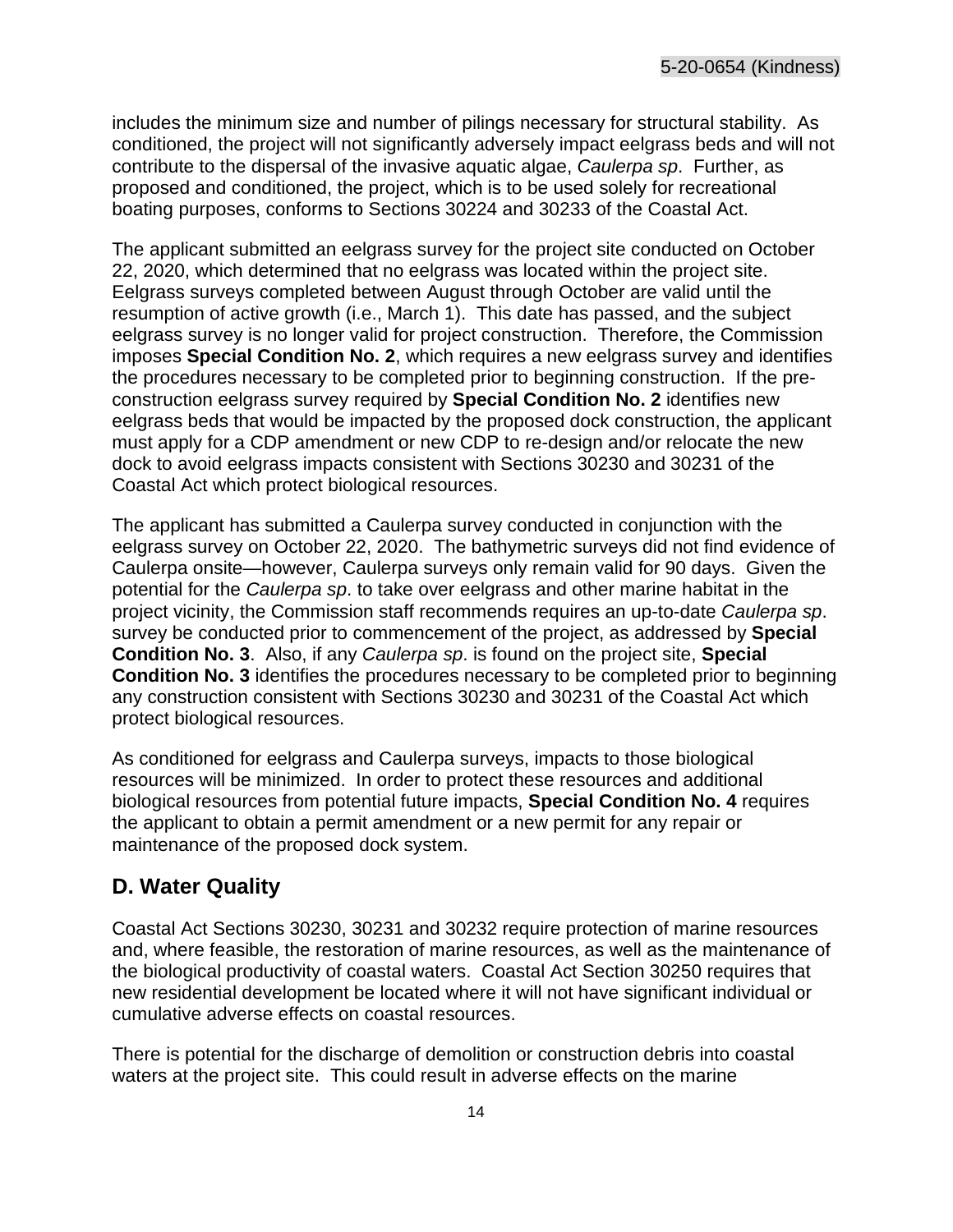includes the minimum size and number of pilings necessary for structural stability. As conditioned, the project will not significantly adversely impact eelgrass beds and will not contribute to the dispersal of the invasive aquatic algae, *Caulerpa sp*. Further, as proposed and conditioned, the project, which is to be used solely for recreational boating purposes, conforms to Sections 30224 and 30233 of the Coastal Act.

The applicant submitted an eelgrass survey for the project site conducted on October 22, 2020, which determined that no eelgrass was located within the project site. Eelgrass surveys completed between August through October are valid until the resumption of active growth (i.e., March 1). This date has passed, and the subject eelgrass survey is no longer valid for project construction. Therefore, the Commission imposes **Special Condition No. 2**, which requires a new eelgrass survey and identifies the procedures necessary to be completed prior to beginning construction. If the pre-construction eelgrass survey required by **Special Condition No. 2** identifies new eelgrass beds that would be impacted by the proposed dock construction, the applicant must apply for a CDP amendment or new CDP to re-design and/or relocate the new dock to avoid eelgrass impacts consistent with Sections 30230 and 30231 of the Coastal Act which protect biological resources.

The applicant has submitted a Caulerpa survey conducted in conjunction with the eelgrass survey on October 22, 2020. The bathymetric surveys did not find evidence of Caulerpa onsite—however, Caulerpa surveys only remain valid for 90 days. Given the potential for the *Caulerpa sp*. to take over eelgrass and other marine habitat in the project vicinity, the Commission staff recommends requires an up-to-date *Caulerpa sp*. survey be conducted prior to commencement of the project, as addressed by **Special Condition No. 3**. Also, if any *Caulerpa sp*. is found on the project site, **Special Condition No. 3** identifies the procedures necessary to be completed prior to beginning any construction consistent with Sections 30230 and 30231 of the Coastal Act which protect biological resources.

As conditioned for eelgrass and Caulerpa surveys, impacts to those biological resources will be minimized. In order to protect these resources and additional biological resources from potential future impacts, **Special Condition No. 4** requires the applicant to obtain a permit amendment or a new permit for any repair or maintenance of the proposed dock system.

## D. Water Quality

Coastal Act Sections 30230, 30231 and 30232 require protection of marine resources and, where feasible, the restoration of marine resources, as well as the maintenance of the biological productivity of coastal waters. Coastal Act Section 30250 requires that new residential development be located where it will not have significant individual or cumulative adverse effects on coastal resources.

There is potential for the discharge of demolition or construction debris into coastal waters at the project site. This could result in adverse effects on the marine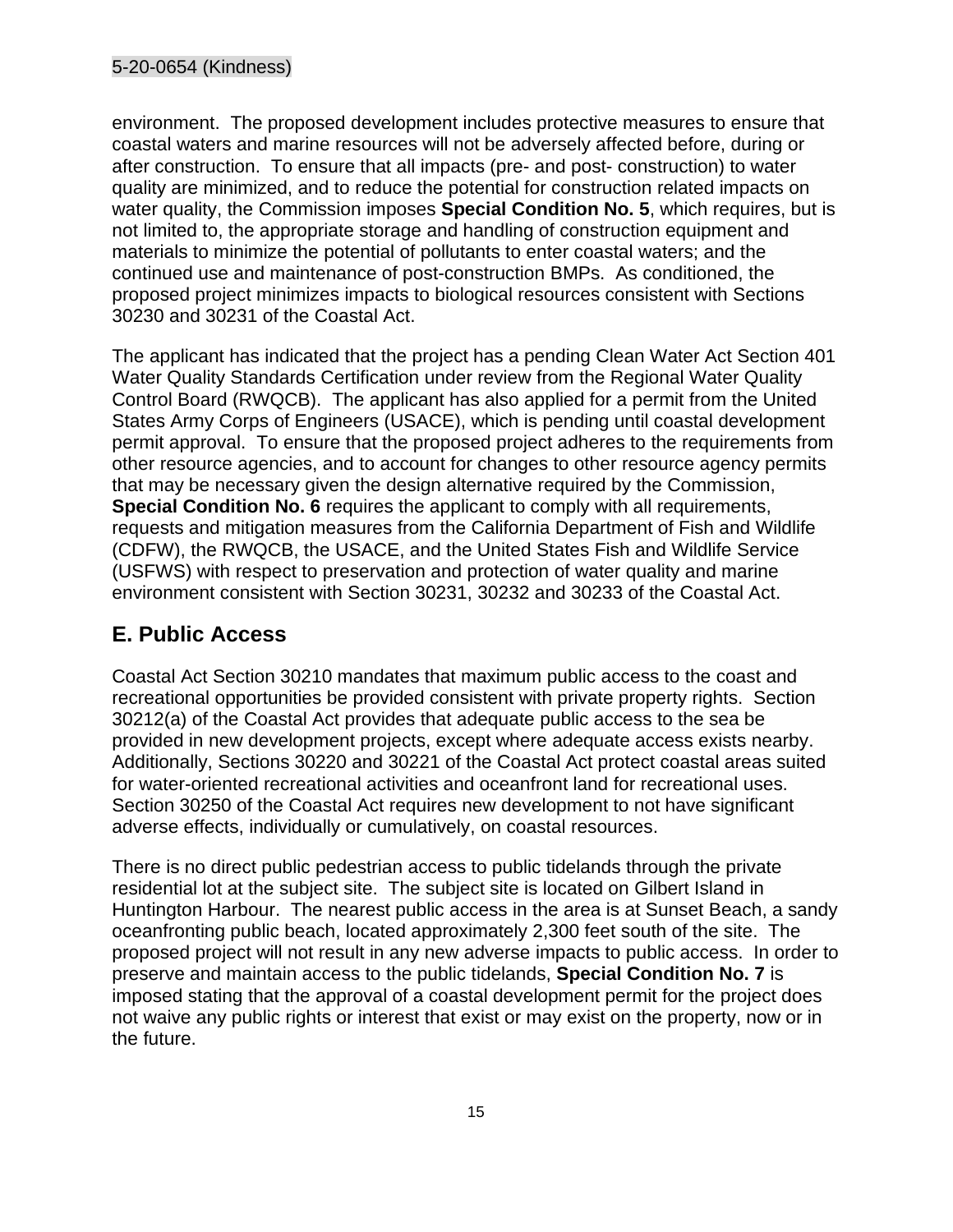environment. The proposed development includes protective measures to ensure that coastal waters and marine resources will not be adversely affected before, during or after construction. To ensure that all impacts (pre- and post- construction) to water quality are minimized, and to reduce the potential for construction related impacts on water quality, the Commission imposes **Special Condition No. 5**, which requires, but is not limited to, the appropriate storage and handling of construction equipment and materials to minimize the potential of pollutants to enter coastal waters; and the continued use and maintenance of post-construction BMPs. As conditioned, the proposed project minimizes impacts to biological resources consistent with Sections 30230 and 30231 of the Coastal Act.

The applicant has indicated that the project has a pending Clean Water Act Section 401 Water Quality Standards Certification under review from the Regional Water Quality Control Board (RWQCB). The applicant has also applied for a permit from the United States Army Corps of Engineers (USACE), which is pending until coastal development permit approval. To ensure that the proposed project adheres to the requirements from other resource agencies, and to account for changes to other resource agency permits that may be necessary given the design alternative required by the Commission, **Special Condition No. 6** requires the applicant to comply with all requirements, requests and mitigation measures from the California Department of Fish and Wildlife (CDFW), the RWQCB, the USACE, and the United States Fish and Wildlife Service (USFWS) with respect to preservation and protection of water quality and marine environment consistent with Section 30231, 30232 and 30233 of the Coastal Act.

## E. Public Access

Coastal Act Section 30210 mandates that maximum public access to the coast and recreational opportunities be provided consistent with private property rights. Section 30212(a) of the Coastal Act provides that adequate public access to the sea be provided in new development projects, except where adequate access exists nearby. Additionally, Sections 30220 and 30221 of the Coastal Act protect coastal areas suited for water-oriented recreational activities and oceanfront land for recreational uses. Section 30250 of the Coastal Act requires new development to not have significant adverse effects, individually or cumulatively, on coastal resources.

There is no direct public pedestrian access to public tidelands through the private residential lot at the subject site. The subject site is located on Gilbert Island in Huntington Harbour. The nearest public access in the area is at Sunset Beach, a sandy oceanfronting public beach, located approximately 2,300 feet south of the site. The proposed project will not result in any new adverse impacts to public access. In order to preserve and maintain access to the public tidelands, **Special Condition No. 7** is imposed stating that the approval of a coastal development permit for the project does not waive any public rights or interest that exist or may exist on the property, now or in the future.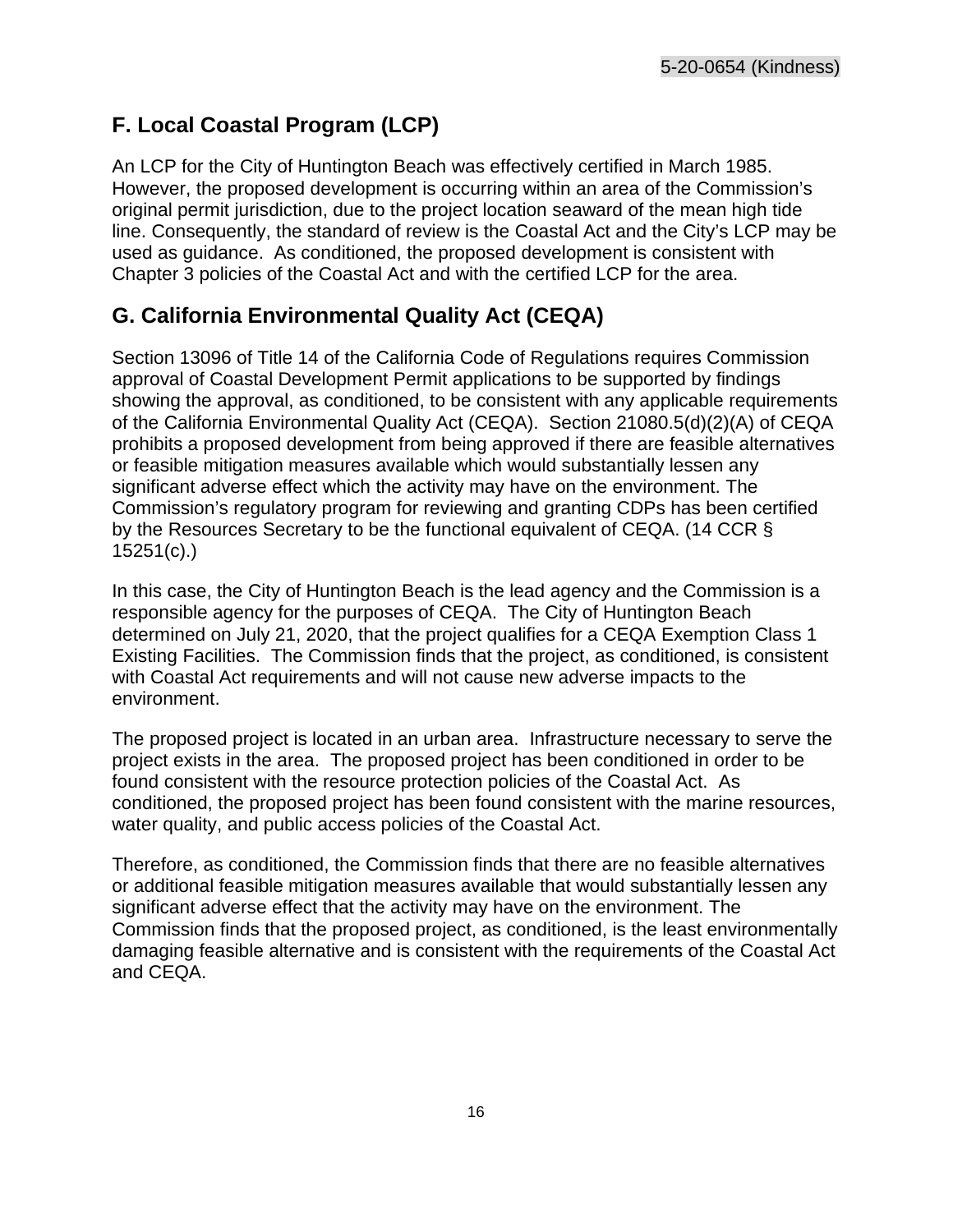## F. Local Coastal Program (LCP)

An LCP for the City of Huntington Beach was effectively certified in March 1985. However, the proposed development is occurring within an area of the Commission's original permit jurisdiction, due to the project location seaward of the mean high tide line. Consequently, the standard of review is the Coastal Act and the City's LCP may be used as guidance. As conditioned, the proposed development is consistent with Chapter 3 policies of the Coastal Act and with the certified LCP for the area.

## G. California Environmental Quality Act (CEQA)

Section 13096 of Title 14 of the California Code of Regulations requires Commission approval of Coastal Development Permit applications to be supported by findings showing the approval, as conditioned, to be consistent with any applicable requirements of the California Environmental Quality Act (CEQA). Section 21080.5(d)(2)(A) of CEQA prohibits a proposed development from being approved if there are feasible alternatives or feasible mitigation measures available which would substantially lessen any significant adverse effect which the activity may have on the environment. The Commission's regulatory program for reviewing and granting CDPs has been certified by the Resources Secretary to be the functional equivalent of CEQA. (14 CCR § 15251(c).)

In this case, the City of Huntington Beach is the lead agency and the Commission is a responsible agency for the purposes of CEQA. The City of Huntington Beach determined on July 21, 2020, that the project qualifies for a CEQA Exemption Class 1 Existing Facilities. The Commission finds that the project, as conditioned, is consistent with Coastal Act requirements and will not cause new adverse impacts to the environment.

The proposed project is located in an urban area. Infrastructure necessary to serve the project exists in the area. The proposed project has been conditioned in order to be found consistent with the resource protection policies of the Coastal Act. As conditioned, the proposed project has been found consistent with the marine resources, water quality, and public access policies of the Coastal Act.

Therefore, as conditioned, the Commission finds that there are no feasible alternatives or additional feasible mitigation measures available that would substantially lessen any significant adverse effect that the activity may have on the environment. The Commission finds that the proposed project, as conditioned, is the least environmentally damaging feasible alternative and is consistent with the requirements of the Coastal Act and CEQA.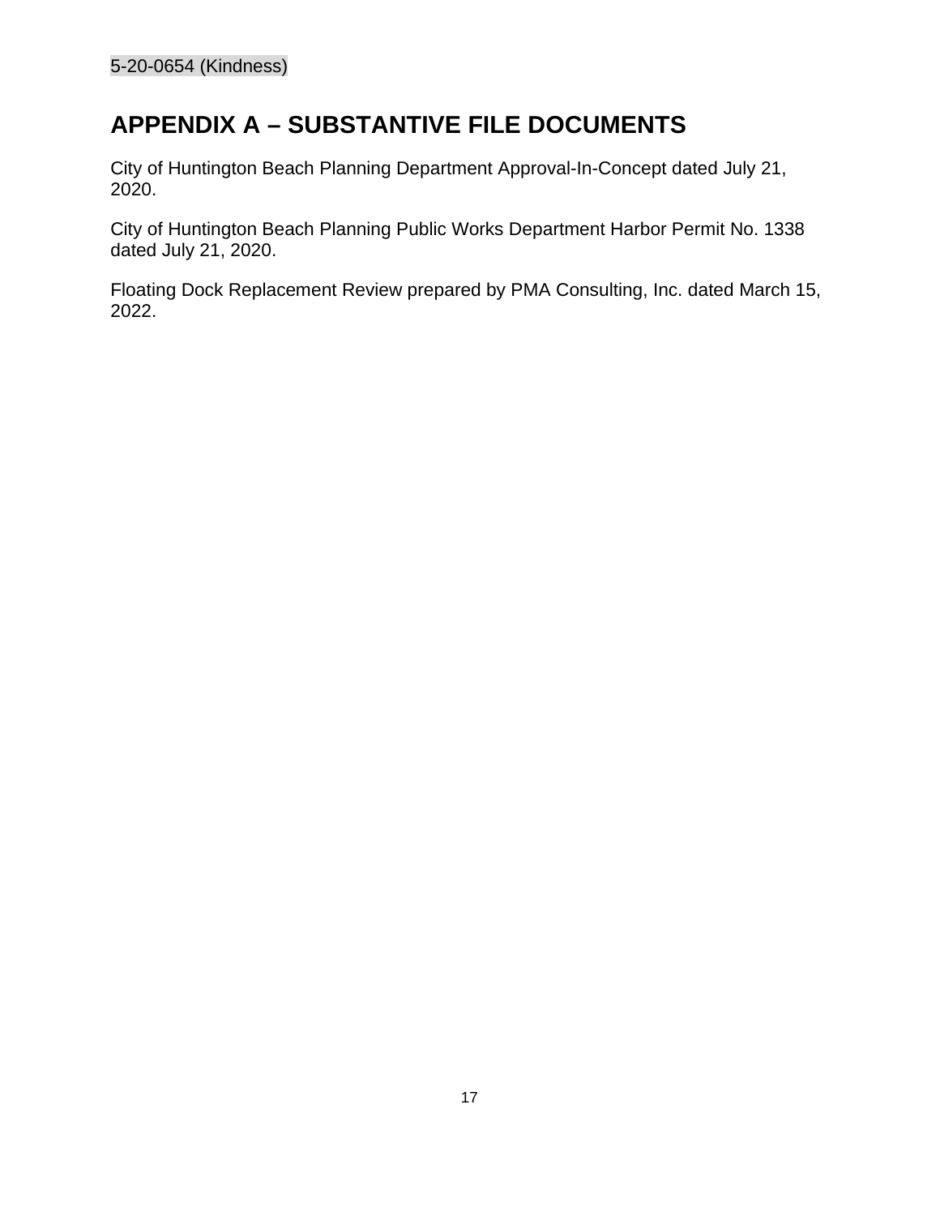# APPENDIX A – SUBSTANTIVE FILE DOCUMENTS

City of Huntington Beach Planning Department Approval-In-Concept dated July 21, 2020.

City of Huntington Beach Planning Public Works Department Harbor Permit No. 1338 dated July 21, 2020.

Floating Dock Replacement Review prepared by PMA Consulting, Inc. dated March 15, 2022.